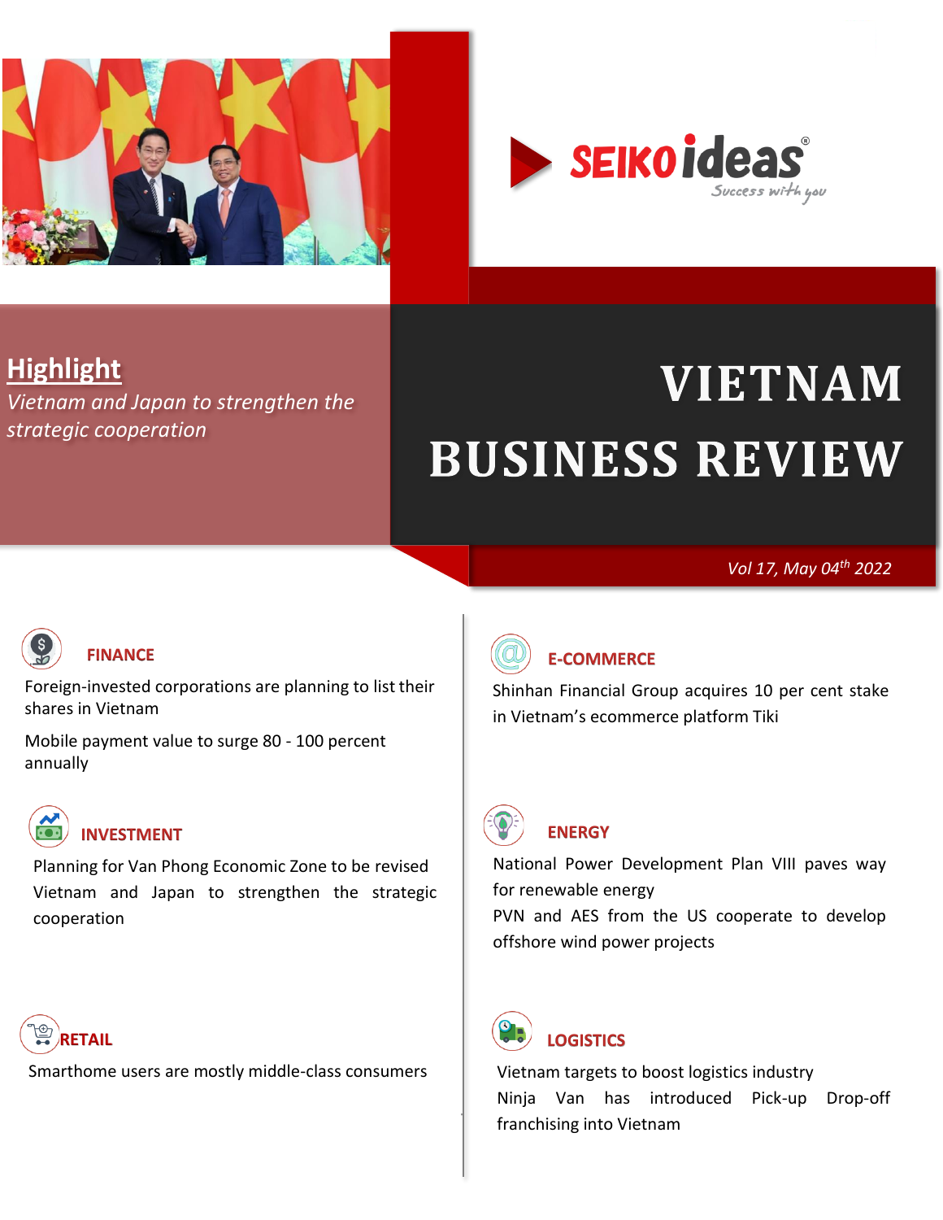SEIKO ideas®
*Success with you*

# VIETNAM BUSINESS REVIEW

*Vol 17, May 04th 2022*

## Highlight

*Vietnam and Japan to strengthen the strategic cooperation*

### FINANCE

Foreign-invested corporations are planning to list their shares in Vietnam

Mobile payment value to surge 80 - 100 percent annually

### INVESTMENT

Planning for Van Phong Economic Zone to be revised

Vietnam and Japan to strengthen the strategic cooperation

### RETAIL

Smarthome users are mostly middle-class consumers

### E-COMMERCE

Shinhan Financial Group acquires 10 per cent stake in Vietnam's ecommerce platform Tiki

### ENERGY

National Power Development Plan VIII paves way for renewable energy

PVN and AES from the US cooperate to develop offshore wind power projects

### LOGISTICS

Vietnam targets to boost logistics industry

Ninja Van has introduced Pick-up Drop-off franchising into Vietnam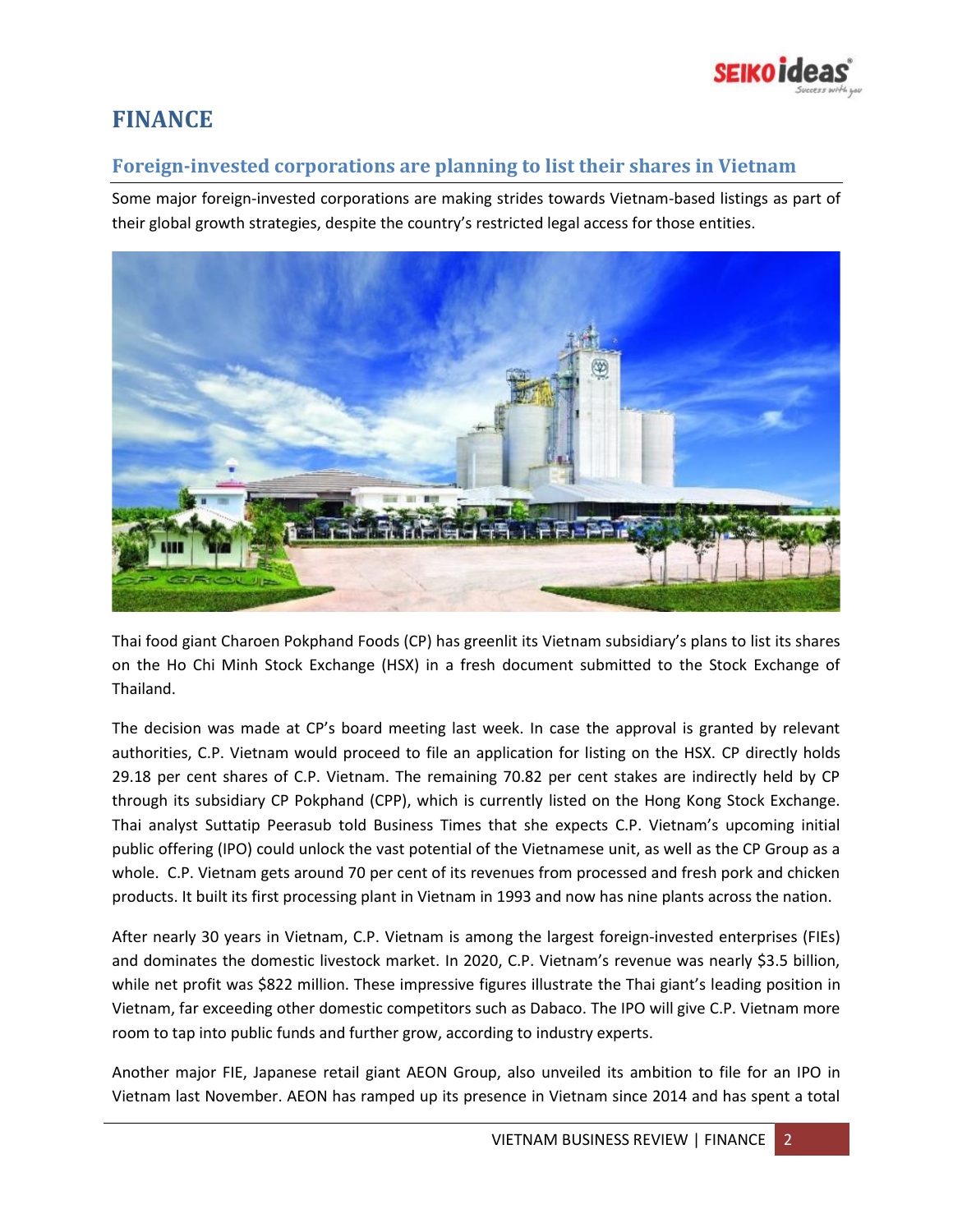# FINANCE

## Foreign-invested corporations are planning to list their shares in Vietnam

Some major foreign-invested corporations are making strides towards Vietnam-based listings as part of their global growth strategies, despite the country's restricted legal access for those entities.

Thai food giant Charoen Pokphand Foods (CP) has greenlit its Vietnam subsidiary's plans to list its shares on the Ho Chi Minh Stock Exchange (HSX) in a fresh document submitted to the Stock Exchange of Thailand.

The decision was made at CP's board meeting last week. In case the approval is granted by relevant authorities, C.P. Vietnam would proceed to file an application for listing on the HSX. CP directly holds 29.18 per cent shares of C.P. Vietnam. The remaining 70.82 per cent stakes are indirectly held by CP through its subsidiary CP Pokphand (CPP), which is currently listed on the Hong Kong Stock Exchange. Thai analyst Suttatip Peerasub told Business Times that she expects C.P. Vietnam's upcoming initial public offering (IPO) could unlock the vast potential of the Vietnamese unit, as well as the CP Group as a whole. C.P. Vietnam gets around 70 per cent of its revenues from processed and fresh pork and chicken products. It built its first processing plant in Vietnam in 1993 and now has nine plants across the nation.

After nearly 30 years in Vietnam, C.P. Vietnam is among the largest foreign-invested enterprises (FIEs) and dominates the domestic livestock market. In 2020, C.P. Vietnam's revenue was nearly $3.5 billion, while net profit was $822 million. These impressive figures illustrate the Thai giant's leading position in Vietnam, far exceeding other domestic competitors such as Dabaco. The IPO will give C.P. Vietnam more room to tap into public funds and further grow, according to industry experts.

Another major FIE, Japanese retail giant AEON Group, also unveiled its ambition to file for an IPO in Vietnam last November. AEON has ramped up its presence in Vietnam since 2014 and has spent a total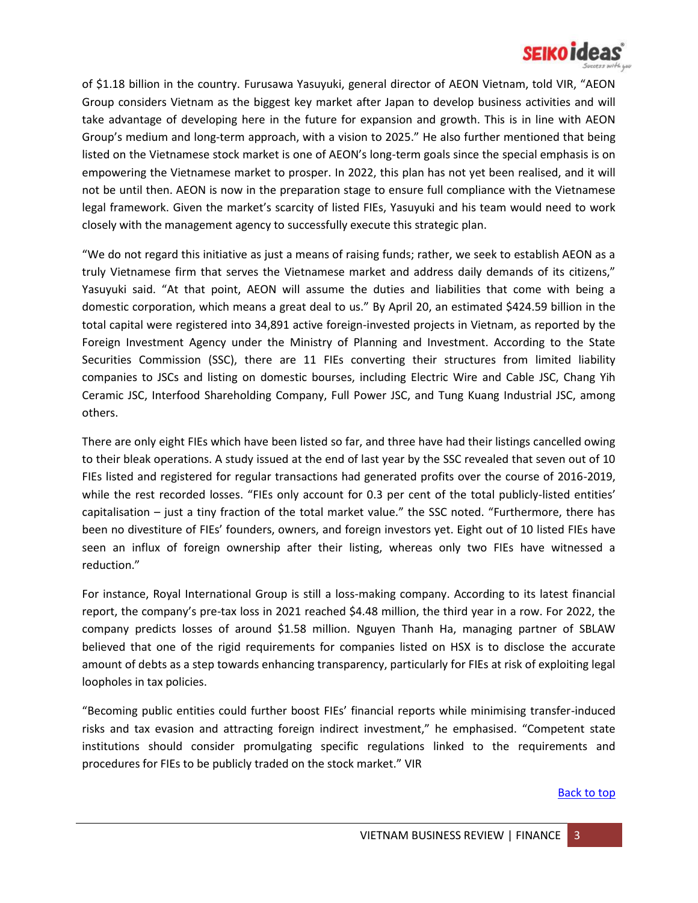of $1.18 billion in the country. Furusawa Yasuyuki, general director of AEON Vietnam, told VIR, "AEON Group considers Vietnam as the biggest key market after Japan to develop business activities and will take advantage of developing here in the future for expansion and growth. This is in line with AEON Group's medium and long-term approach, with a vision to 2025." He also further mentioned that being listed on the Vietnamese stock market is one of AEON's long-term goals since the special emphasis is on empowering the Vietnamese market to prosper. In 2022, this plan has not yet been realised, and it will not be until then. AEON is now in the preparation stage to ensure full compliance with the Vietnamese legal framework. Given the market's scarcity of listed FIEs, Yasuyuki and his team would need to work closely with the management agency to successfully execute this strategic plan.

"We do not regard this initiative as just a means of raising funds; rather, we seek to establish AEON as a truly Vietnamese firm that serves the Vietnamese market and address daily demands of its citizens," Yasuyuki said. "At that point, AEON will assume the duties and liabilities that come with being a domestic corporation, which means a great deal to us." By April 20, an estimated $424.59 billion in the total capital were registered into 34,891 active foreign-invested projects in Vietnam, as reported by the Foreign Investment Agency under the Ministry of Planning and Investment. According to the State Securities Commission (SSC), there are 11 FIEs converting their structures from limited liability companies to JSCs and listing on domestic bourses, including Electric Wire and Cable JSC, Chang Yih Ceramic JSC, Interfood Shareholding Company, Full Power JSC, and Tung Kuang Industrial JSC, among others.

There are only eight FIEs which have been listed so far, and three have had their listings cancelled owing to their bleak operations. A study issued at the end of last year by the SSC revealed that seven out of 10 FIEs listed and registered for regular transactions had generated profits over the course of 2016-2019, while the rest recorded losses. "FIEs only account for 0.3 per cent of the total publicly-listed entities' capitalisation – just a tiny fraction of the total market value." the SSC noted. "Furthermore, there has been no divestiture of FIEs' founders, owners, and foreign investors yet. Eight out of 10 listed FIEs have seen an influx of foreign ownership after their listing, whereas only two FIEs have witnessed a reduction."

For instance, Royal International Group is still a loss-making company. According to its latest financial report, the company's pre-tax loss in 2021 reached $4.48 million, the third year in a row. For 2022, the company predicts losses of around $1.58 million. Nguyen Thanh Ha, managing partner of SBLAW believed that one of the rigid requirements for companies listed on HSX is to disclose the accurate amount of debts as a step towards enhancing transparency, particularly for FIEs at risk of exploiting legal loopholes in tax policies.

"Becoming public entities could further boost FIEs' financial reports while minimising transfer-induced risks and tax evasion and attracting foreign indirect investment," he emphasised. "Competent state institutions should consider promulgating specific regulations linked to the requirements and procedures for FIEs to be publicly traded on the stock market." VIR

Back to top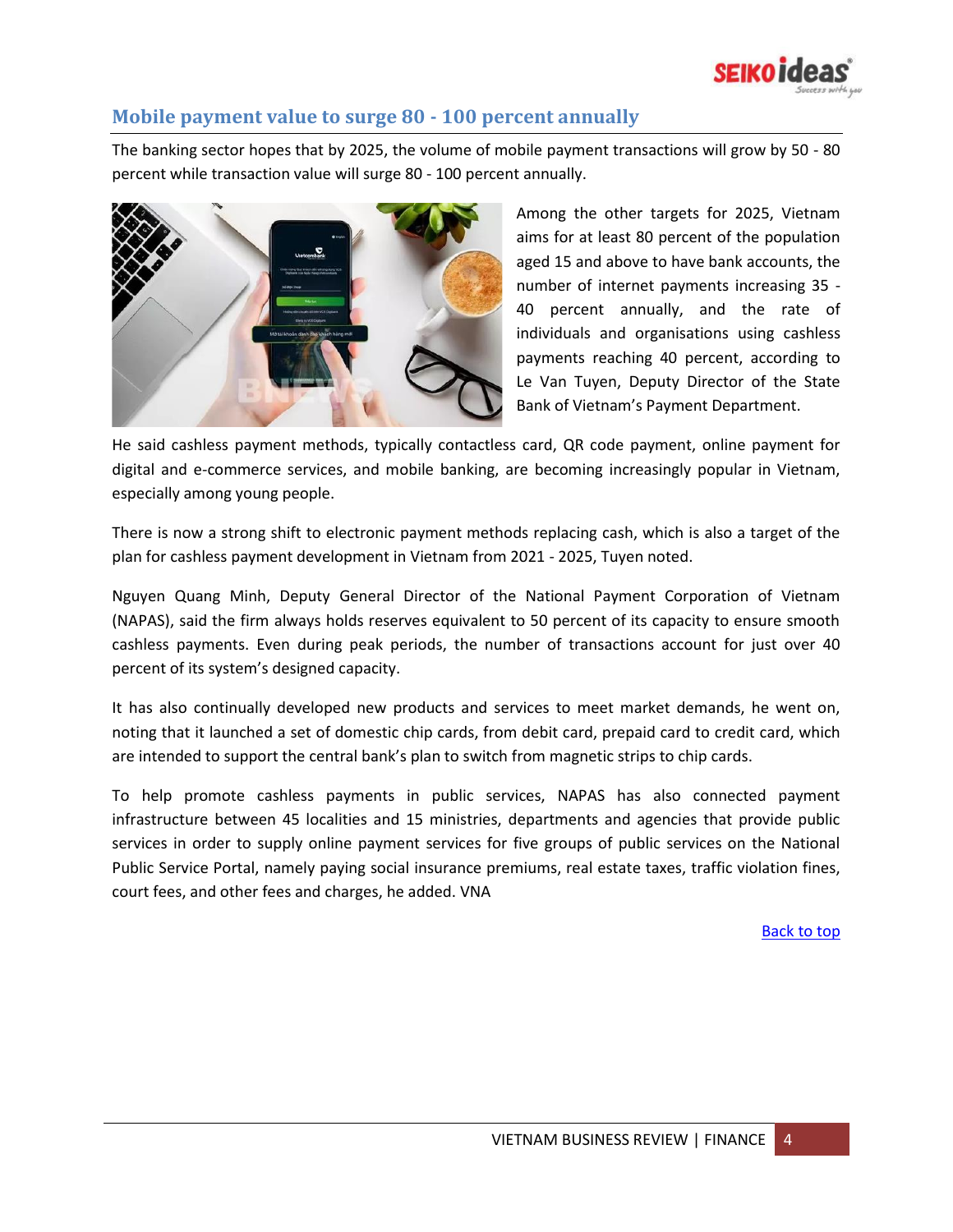## Mobile payment value to surge 80 - 100 percent annually

The banking sector hopes that by 2025, the volume of mobile payment transactions will grow by 50 - 80 percent while transaction value will surge 80 - 100 percent annually.

Among the other targets for 2025, Vietnam aims for at least 80 percent of the population aged 15 and above to have bank accounts, the number of internet payments increasing 35 - 40 percent annually, and the rate of individuals and organisations using cashless payments reaching 40 percent, according to Le Van Tuyen, Deputy Director of the State Bank of Vietnam's Payment Department.

He said cashless payment methods, typically contactless card, QR code payment, online payment for digital and e-commerce services, and mobile banking, are becoming increasingly popular in Vietnam, especially among young people.

There is now a strong shift to electronic payment methods replacing cash, which is also a target of the plan for cashless payment development in Vietnam from 2021 - 2025, Tuyen noted.

Nguyen Quang Minh, Deputy General Director of the National Payment Corporation of Vietnam (NAPAS), said the firm always holds reserves equivalent to 50 percent of its capacity to ensure smooth cashless payments. Even during peak periods, the number of transactions account for just over 40 percent of its system's designed capacity.

It has also continually developed new products and services to meet market demands, he went on, noting that it launched a set of domestic chip cards, from debit card, prepaid card to credit card, which are intended to support the central bank's plan to switch from magnetic strips to chip cards.

To help promote cashless payments in public services, NAPAS has also connected payment infrastructure between 45 localities and 15 ministries, departments and agencies that provide public services in order to supply online payment services for five groups of public services on the National Public Service Portal, namely paying social insurance premiums, real estate taxes, traffic violation fines, court fees, and other fees and charges, he added. VNA

Back to top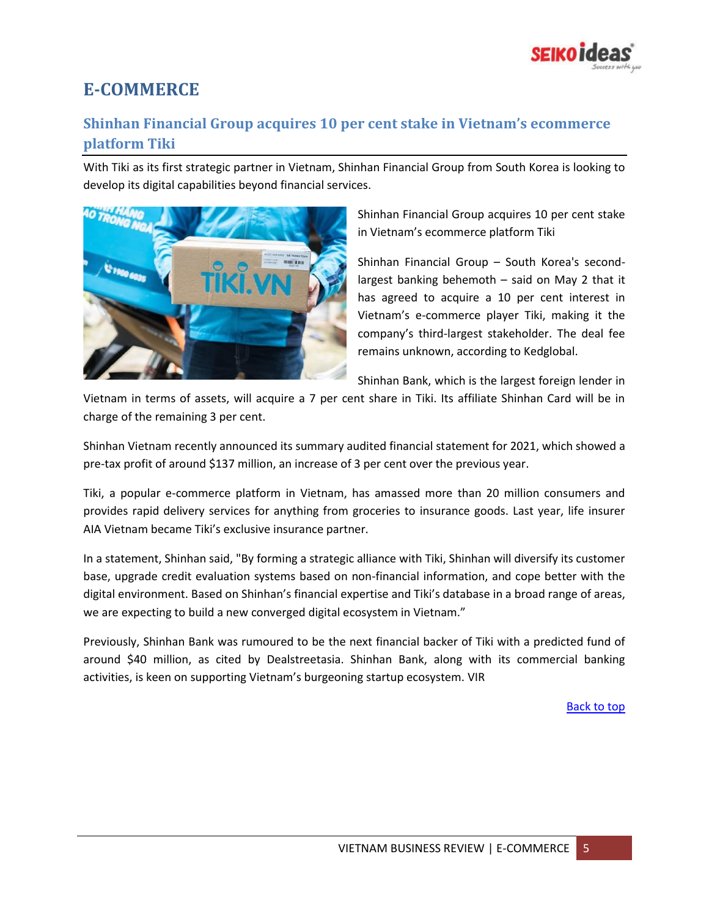# E-COMMERCE

## Shinhan Financial Group acquires 10 per cent stake in Vietnam's ecommerce platform Tiki

With Tiki as its first strategic partner in Vietnam, Shinhan Financial Group from South Korea is looking to develop its digital capabilities beyond financial services.

Shinhan Financial Group acquires 10 per cent stake in Vietnam's ecommerce platform Tiki

Shinhan Financial Group – South Korea's second-largest banking behemoth – said on May 2 that it has agreed to acquire a 10 per cent interest in Vietnam's e-commerce player Tiki, making it the company's third-largest stakeholder. The deal fee remains unknown, according to Kedglobal.

Shinhan Bank, which is the largest foreign lender in Vietnam in terms of assets, will acquire a 7 per cent share in Tiki. Its affiliate Shinhan Card will be in charge of the remaining 3 per cent.

Shinhan Vietnam recently announced its summary audited financial statement for 2021, which showed a pre-tax profit of around $137 million, an increase of 3 per cent over the previous year.

Tiki, a popular e-commerce platform in Vietnam, has amassed more than 20 million consumers and provides rapid delivery services for anything from groceries to insurance goods. Last year, life insurer AIA Vietnam became Tiki's exclusive insurance partner.

In a statement, Shinhan said, "By forming a strategic alliance with Tiki, Shinhan will diversify its customer base, upgrade credit evaluation systems based on non-financial information, and cope better with the digital environment. Based on Shinhan's financial expertise and Tiki's database in a broad range of areas, we are expecting to build a new converged digital ecosystem in Vietnam."

Previously, Shinhan Bank was rumoured to be the next financial backer of Tiki with a predicted fund of around $40 million, as cited by Dealstreetasia. Shinhan Bank, along with its commercial banking activities, is keen on supporting Vietnam's burgeoning startup ecosystem. VIR

Back to top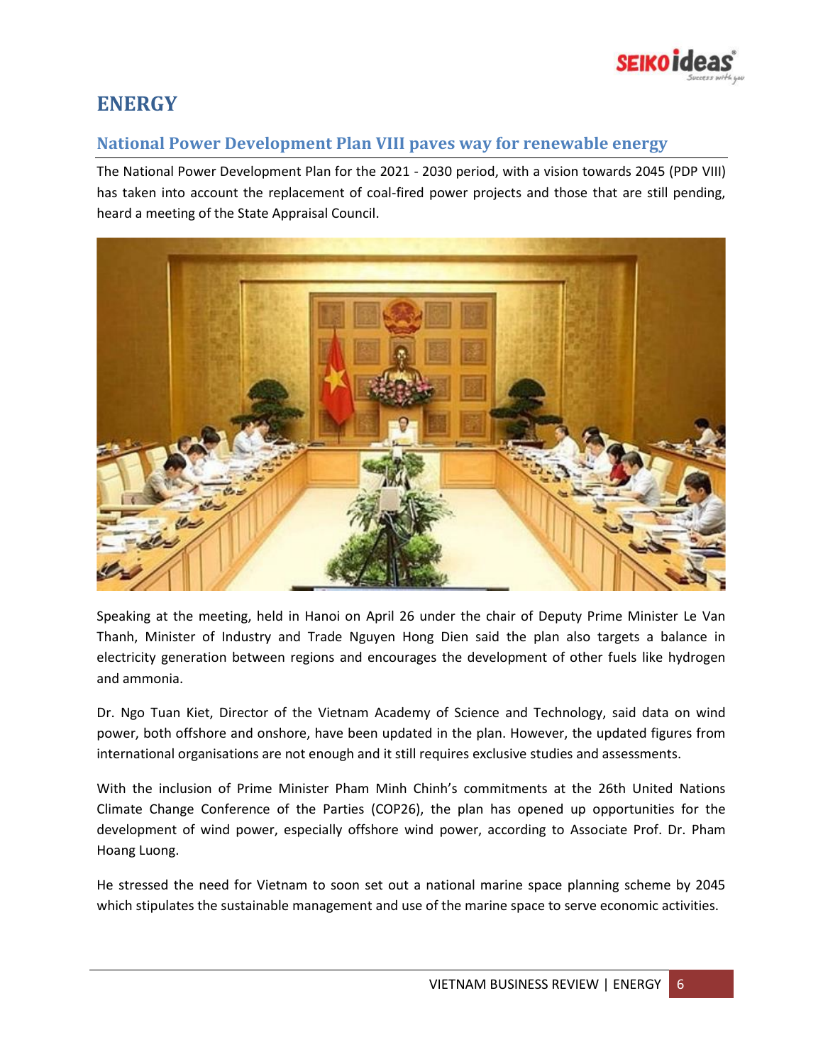# ENERGY

## National Power Development Plan VIII paves way for renewable energy

The National Power Development Plan for the 2021 - 2030 period, with a vision towards 2045 (PDP VIII) has taken into account the replacement of coal-fired power projects and those that are still pending, heard a meeting of the State Appraisal Council.

Speaking at the meeting, held in Hanoi on April 26 under the chair of Deputy Prime Minister Le Van Thanh, Minister of Industry and Trade Nguyen Hong Dien said the plan also targets a balance in electricity generation between regions and encourages the development of other fuels like hydrogen and ammonia.

Dr. Ngo Tuan Kiet, Director of the Vietnam Academy of Science and Technology, said data on wind power, both offshore and onshore, have been updated in the plan. However, the updated figures from international organisations are not enough and it still requires exclusive studies and assessments.

With the inclusion of Prime Minister Pham Minh Chinh's commitments at the 26th United Nations Climate Change Conference of the Parties (COP26), the plan has opened up opportunities for the development of wind power, especially offshore wind power, according to Associate Prof. Dr. Pham Hoang Luong.

He stressed the need for Vietnam to soon set out a national marine space planning scheme by 2045 which stipulates the sustainable management and use of the marine space to serve economic activities.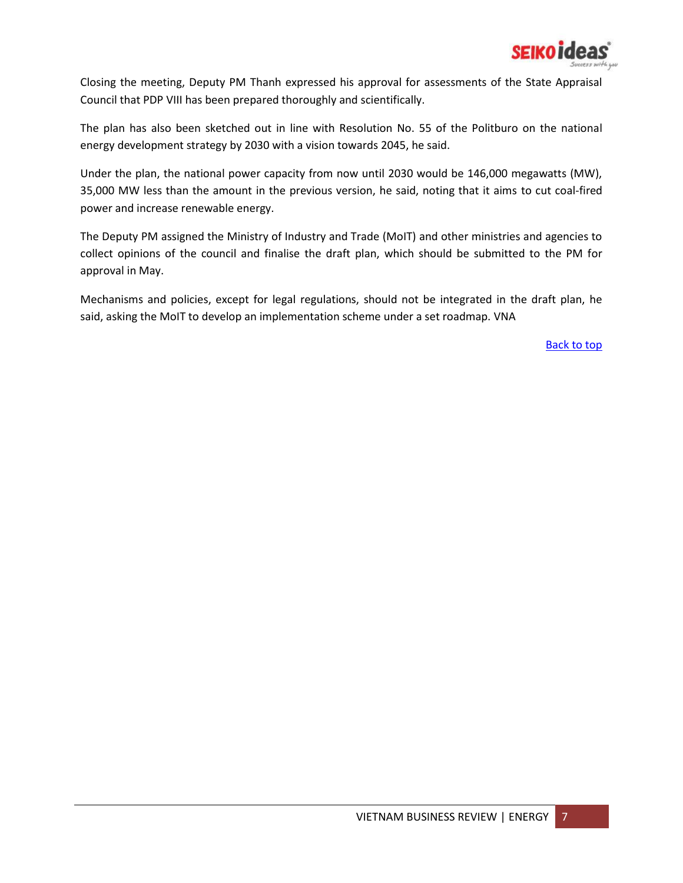Closing the meeting, Deputy PM Thanh expressed his approval for assessments of the State Appraisal Council that PDP VIII has been prepared thoroughly and scientifically.

The plan has also been sketched out in line with Resolution No. 55 of the Politburo on the national energy development strategy by 2030 with a vision towards 2045, he said.

Under the plan, the national power capacity from now until 2030 would be 146,000 megawatts (MW), 35,000 MW less than the amount in the previous version, he said, noting that it aims to cut coal-fired power and increase renewable energy.

The Deputy PM assigned the Ministry of Industry and Trade (MoIT) and other ministries and agencies to collect opinions of the council and finalise the draft plan, which should be submitted to the PM for approval in May.

Mechanisms and policies, except for legal regulations, should not be integrated in the draft plan, he said, asking the MoIT to develop an implementation scheme under a set roadmap. VNA

Back to top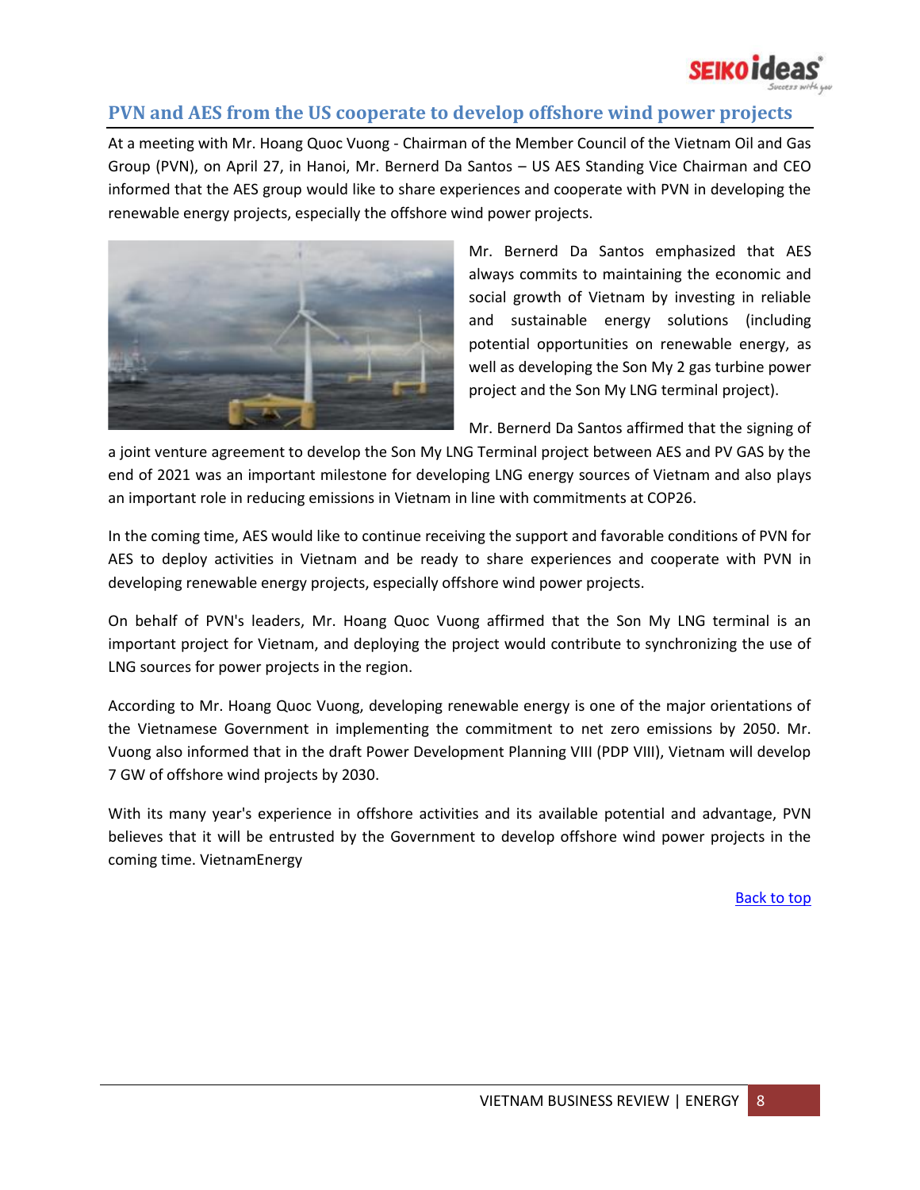## PVN and AES from the US cooperate to develop offshore wind power projects

At a meeting with Mr. Hoang Quoc Vuong - Chairman of the Member Council of the Vietnam Oil and Gas Group (PVN), on April 27, in Hanoi, Mr. Bernerd Da Santos – US AES Standing Vice Chairman and CEO informed that the AES group would like to share experiences and cooperate with PVN in developing the renewable energy projects, especially the offshore wind power projects.

Mr. Bernerd Da Santos emphasized that AES always commits to maintaining the economic and social growth of Vietnam by investing in reliable and sustainable energy solutions (including potential opportunities on renewable energy, as well as developing the Son My 2 gas turbine power project and the Son My LNG terminal project).

Mr. Bernerd Da Santos affirmed that the signing of a joint venture agreement to develop the Son My LNG Terminal project between AES and PV GAS by the end of 2021 was an important milestone for developing LNG energy sources of Vietnam and also plays an important role in reducing emissions in Vietnam in line with commitments at COP26.

In the coming time, AES would like to continue receiving the support and favorable conditions of PVN for AES to deploy activities in Vietnam and be ready to share experiences and cooperate with PVN in developing renewable energy projects, especially offshore wind power projects.

On behalf of PVN's leaders, Mr. Hoang Quoc Vuong affirmed that the Son My LNG terminal is an important project for Vietnam, and deploying the project would contribute to synchronizing the use of LNG sources for power projects in the region.

According to Mr. Hoang Quoc Vuong, developing renewable energy is one of the major orientations of the Vietnamese Government in implementing the commitment to net zero emissions by 2050. Mr. Vuong also informed that in the draft Power Development Planning VIII (PDP VIII), Vietnam will develop 7 GW of offshore wind projects by 2030.

With its many year's experience in offshore activities and its available potential and advantage, PVN believes that it will be entrusted by the Government to develop offshore wind power projects in the coming time. VietnamEnergy

Back to top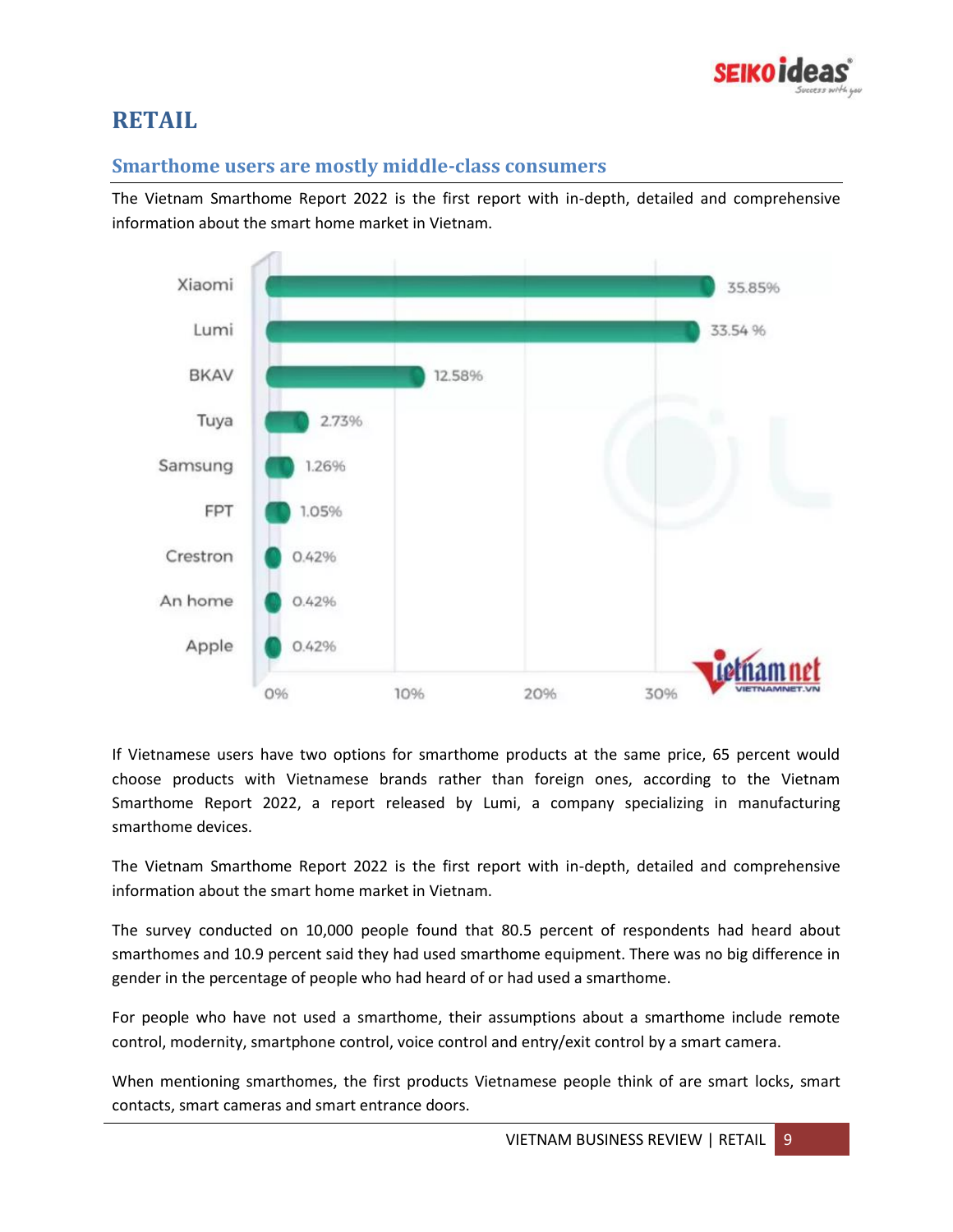# RETAIL

## Smarthome users are mostly middle-class consumers

The Vietnam Smarthome Report 2022 is the first report with in-depth, detailed and comprehensive information about the smart home market in Vietnam.

| Brand | Share |
| --- | --- |
| Xiaomi | 35.85% |
| Lumi | 33.54 % |
| BKAV | 12.58% |
| Tuya | 2.73% |
| Samsung | 1.26% |
| FPT | 1.05% |
| Crestron | 0.42% |
| An home | 0.42% |
| Apple | 0.42% |

If Vietnamese users have two options for smarthome products at the same price, 65 percent would choose products with Vietnamese brands rather than foreign ones, according to the Vietnam Smarthome Report 2022, a report released by Lumi, a company specializing in manufacturing smarthome devices.

The Vietnam Smarthome Report 2022 is the first report with in-depth, detailed and comprehensive information about the smart home market in Vietnam.

The survey conducted on 10,000 people found that 80.5 percent of respondents had heard about smarthomes and 10.9 percent said they had used smarthome equipment. There was no big difference in gender in the percentage of people who had heard of or had used a smarthome.

For people who have not used a smarthome, their assumptions about a smarthome include remote control, modernity, smartphone control, voice control and entry/exit control by a smart camera.

When mentioning smarthomes, the first products Vietnamese people think of are smart locks, smart contacts, smart cameras and smart entrance doors.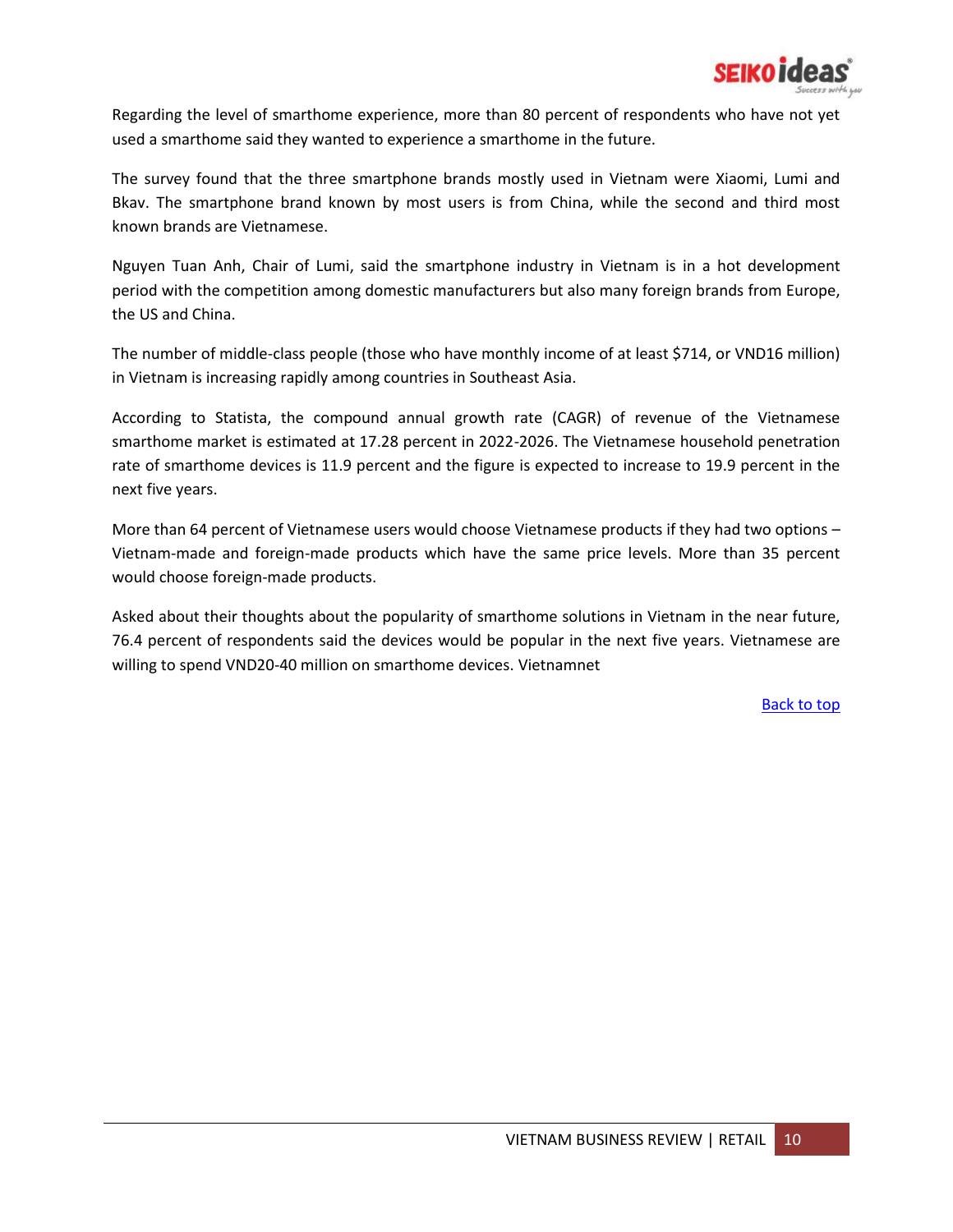Regarding the level of smarthome experience, more than 80 percent of respondents who have not yet used a smarthome said they wanted to experience a smarthome in the future.

The survey found that the three smartphone brands mostly used in Vietnam were Xiaomi, Lumi and Bkav. The smartphone brand known by most users is from China, while the second and third most known brands are Vietnamese.

Nguyen Tuan Anh, Chair of Lumi, said the smartphone industry in Vietnam is in a hot development period with the competition among domestic manufacturers but also many foreign brands from Europe, the US and China.

The number of middle-class people (those who have monthly income of at least $714, or VND16 million) in Vietnam is increasing rapidly among countries in Southeast Asia.

According to Statista, the compound annual growth rate (CAGR) of revenue of the Vietnamese smarthome market is estimated at 17.28 percent in 2022-2026. The Vietnamese household penetration rate of smarthome devices is 11.9 percent and the figure is expected to increase to 19.9 percent in the next five years.

More than 64 percent of Vietnamese users would choose Vietnamese products if they had two options – Vietnam-made and foreign-made products which have the same price levels. More than 35 percent would choose foreign-made products.

Asked about their thoughts about the popularity of smarthome solutions in Vietnam in the near future, 76.4 percent of respondents said the devices would be popular in the next five years. Vietnamese are willing to spend VND20-40 million on smarthome devices. Vietnamnet

Back to top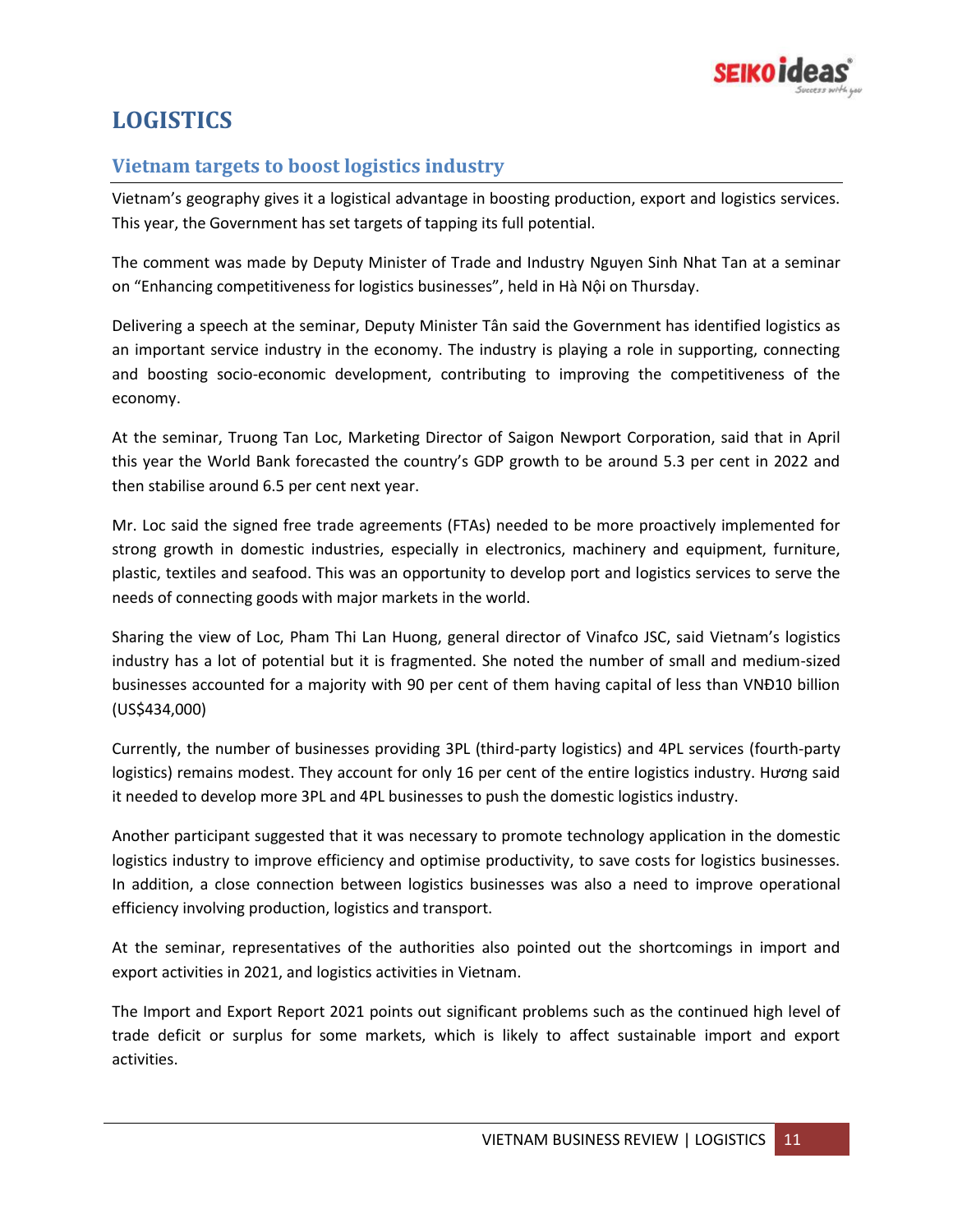# LOGISTICS

## Vietnam targets to boost logistics industry

Vietnam's geography gives it a logistical advantage in boosting production, export and logistics services. This year, the Government has set targets of tapping its full potential.

The comment was made by Deputy Minister of Trade and Industry Nguyen Sinh Nhat Tan at a seminar on "Enhancing competitiveness for logistics businesses", held in Hà Nội on Thursday.

Delivering a speech at the seminar, Deputy Minister Tân said the Government has identified logistics as an important service industry in the economy. The industry is playing a role in supporting, connecting and boosting socio-economic development, contributing to improving the competitiveness of the economy.

At the seminar, Truong Tan Loc, Marketing Director of Saigon Newport Corporation, said that in April this year the World Bank forecasted the country's GDP growth to be around 5.3 per cent in 2022 and then stabilise around 6.5 per cent next year.

Mr. Loc said the signed free trade agreements (FTAs) needed to be more proactively implemented for strong growth in domestic industries, especially in electronics, machinery and equipment, furniture, plastic, textiles and seafood. This was an opportunity to develop port and logistics services to serve the needs of connecting goods with major markets in the world.

Sharing the view of Loc, Pham Thi Lan Huong, general director of Vinafco JSC, said Vietnam's logistics industry has a lot of potential but it is fragmented. She noted the number of small and medium-sized businesses accounted for a majority with 90 per cent of them having capital of less than VNĐ10 billion (US$434,000)

Currently, the number of businesses providing 3PL (third-party logistics) and 4PL services (fourth-party logistics) remains modest. They account for only 16 per cent of the entire logistics industry. Hương said it needed to develop more 3PL and 4PL businesses to push the domestic logistics industry.

Another participant suggested that it was necessary to promote technology application in the domestic logistics industry to improve efficiency and optimise productivity, to save costs for logistics businesses. In addition, a close connection between logistics businesses was also a need to improve operational efficiency involving production, logistics and transport.

At the seminar, representatives of the authorities also pointed out the shortcomings in import and export activities in 2021, and logistics activities in Vietnam.

The Import and Export Report 2021 points out significant problems such as the continued high level of trade deficit or surplus for some markets, which is likely to affect sustainable import and export activities.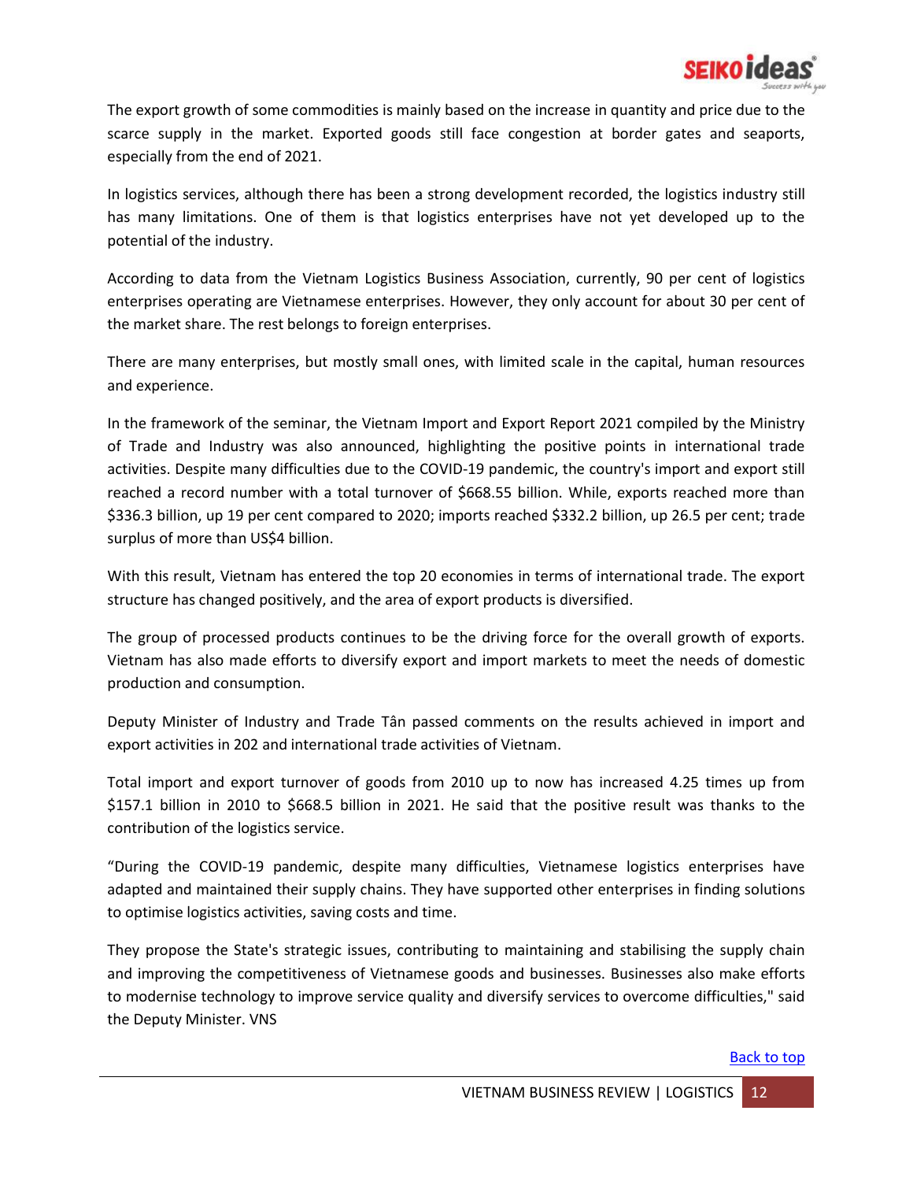The export growth of some commodities is mainly based on the increase in quantity and price due to the scarce supply in the market. Exported goods still face congestion at border gates and seaports, especially from the end of 2021.

In logistics services, although there has been a strong development recorded, the logistics industry still has many limitations. One of them is that logistics enterprises have not yet developed up to the potential of the industry.

According to data from the Vietnam Logistics Business Association, currently, 90 per cent of logistics enterprises operating are Vietnamese enterprises. However, they only account for about 30 per cent of the market share. The rest belongs to foreign enterprises.

There are many enterprises, but mostly small ones, with limited scale in the capital, human resources and experience.

In the framework of the seminar, the Vietnam Import and Export Report 2021 compiled by the Ministry of Trade and Industry was also announced, highlighting the positive points in international trade activities. Despite many difficulties due to the COVID-19 pandemic, the country's import and export still reached a record number with a total turnover of $668.55 billion. While, exports reached more than $336.3 billion, up 19 per cent compared to 2020; imports reached $332.2 billion, up 26.5 per cent; trade surplus of more than US$4 billion.

With this result, Vietnam has entered the top 20 economies in terms of international trade. The export structure has changed positively, and the area of export products is diversified.

The group of processed products continues to be the driving force for the overall growth of exports. Vietnam has also made efforts to diversify export and import markets to meet the needs of domestic production and consumption.

Deputy Minister of Industry and Trade Tân passed comments on the results achieved in import and export activities in 202 and international trade activities of Vietnam.

Total import and export turnover of goods from 2010 up to now has increased 4.25 times up from $157.1 billion in 2010 to $668.5 billion in 2021. He said that the positive result was thanks to the contribution of the logistics service.

"During the COVID-19 pandemic, despite many difficulties, Vietnamese logistics enterprises have adapted and maintained their supply chains. They have supported other enterprises in finding solutions to optimise logistics activities, saving costs and time.

They propose the State's strategic issues, contributing to maintaining and stabilising the supply chain and improving the competitiveness of Vietnamese goods and businesses. Businesses also make efforts to modernise technology to improve service quality and diversify services to overcome difficulties," said the Deputy Minister. VNS

Back to top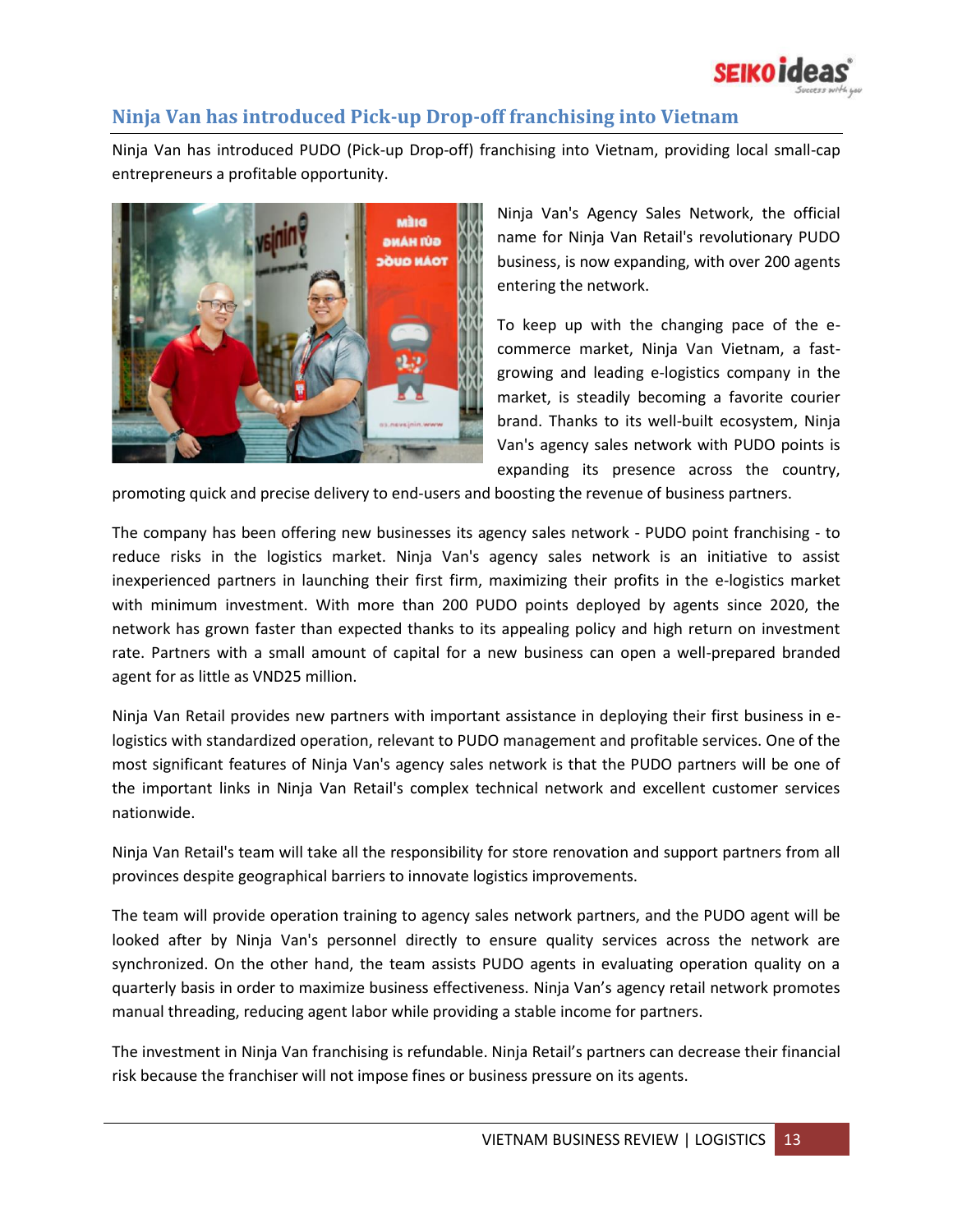## Ninja Van has introduced Pick-up Drop-off franchising into Vietnam

Ninja Van has introduced PUDO (Pick-up Drop-off) franchising into Vietnam, providing local small-cap entrepreneurs a profitable opportunity.

Ninja Van's Agency Sales Network, the official name for Ninja Van Retail's revolutionary PUDO business, is now expanding, with over 200 agents entering the network.

To keep up with the changing pace of the e-commerce market, Ninja Van Vietnam, a fast-growing and leading e-logistics company in the market, is steadily becoming a favorite courier brand. Thanks to its well-built ecosystem, Ninja Van's agency sales network with PUDO points is expanding its presence across the country, promoting quick and precise delivery to end-users and boosting the revenue of business partners.

The company has been offering new businesses its agency sales network - PUDO point franchising - to reduce risks in the logistics market. Ninja Van's agency sales network is an initiative to assist inexperienced partners in launching their first firm, maximizing their profits in the e-logistics market with minimum investment. With more than 200 PUDO points deployed by agents since 2020, the network has grown faster than expected thanks to its appealing policy and high return on investment rate. Partners with a small amount of capital for a new business can open a well-prepared branded agent for as little as VND25 million.

Ninja Van Retail provides new partners with important assistance in deploying their first business in e-logistics with standardized operation, relevant to PUDO management and profitable services. One of the most significant features of Ninja Van's agency sales network is that the PUDO partners will be one of the important links in Ninja Van Retail's complex technical network and excellent customer services nationwide.

Ninja Van Retail's team will take all the responsibility for store renovation and support partners from all provinces despite geographical barriers to innovate logistics improvements.

The team will provide operation training to agency sales network partners, and the PUDO agent will be looked after by Ninja Van's personnel directly to ensure quality services across the network are synchronized. On the other hand, the team assists PUDO agents in evaluating operation quality on a quarterly basis in order to maximize business effectiveness. Ninja Van's agency retail network promotes manual threading, reducing agent labor while providing a stable income for partners.

The investment in Ninja Van franchising is refundable. Ninja Retail's partners can decrease their financial risk because the franchiser will not impose fines or business pressure on its agents.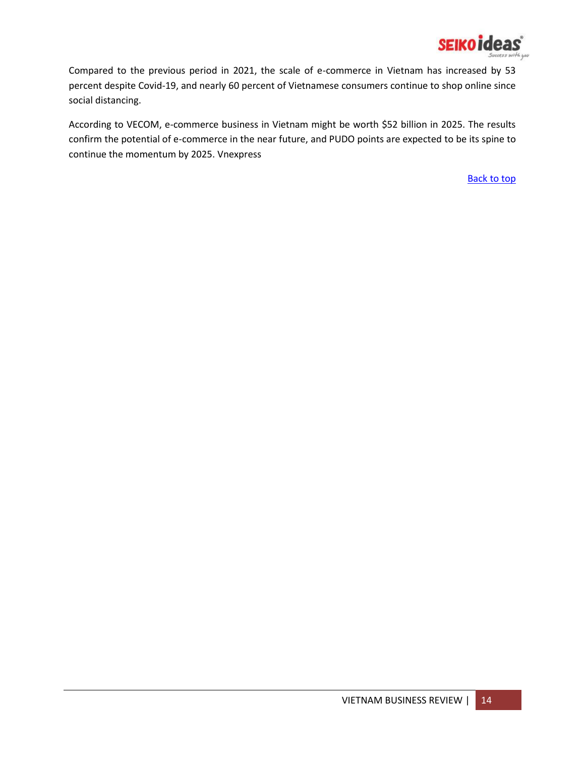Compared to the previous period in 2021, the scale of e-commerce in Vietnam has increased by 53 percent despite Covid-19, and nearly 60 percent of Vietnamese consumers continue to shop online since social distancing.

According to VECOM, e-commerce business in Vietnam might be worth $52 billion in 2025. The results confirm the potential of e-commerce in the near future, and PUDO points are expected to be its spine to continue the momentum by 2025. Vnexpress

Back to top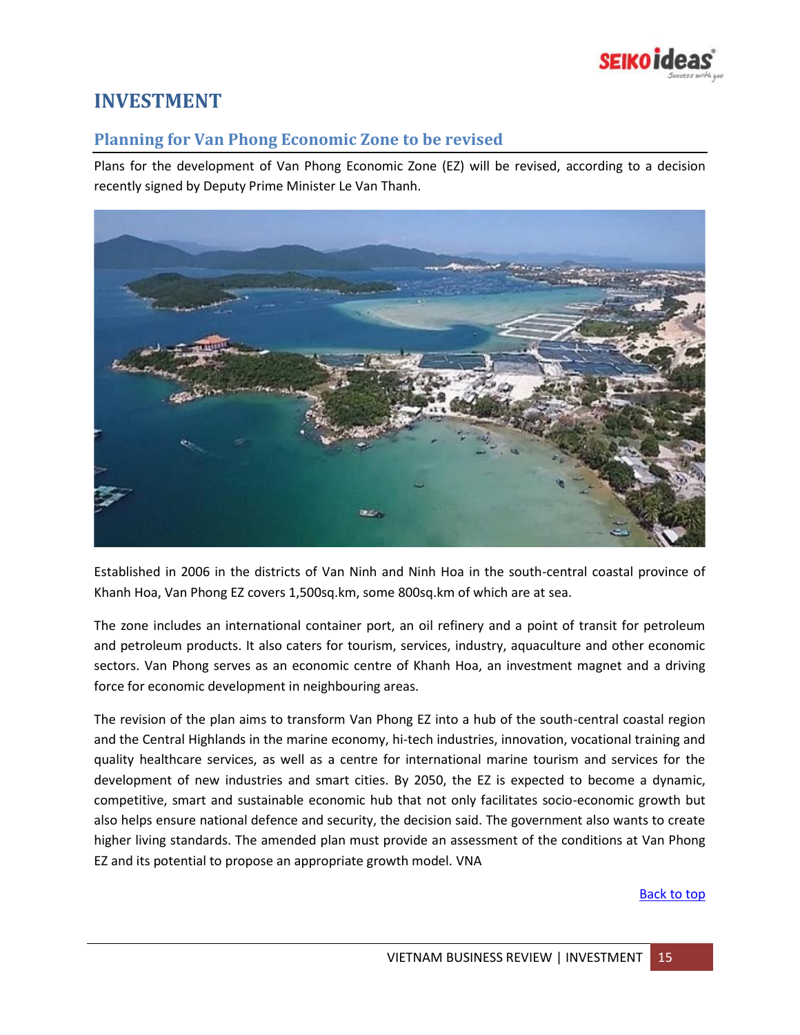# INVESTMENT

## Planning for Van Phong Economic Zone to be revised

Plans for the development of Van Phong Economic Zone (EZ) will be revised, according to a decision recently signed by Deputy Prime Minister Le Van Thanh.

Established in 2006 in the districts of Van Ninh and Ninh Hoa in the south-central coastal province of Khanh Hoa, Van Phong EZ covers 1,500sq.km, some 800sq.km of which are at sea.

The zone includes an international container port, an oil refinery and a point of transit for petroleum and petroleum products. It also caters for tourism, services, industry, aquaculture and other economic sectors. Van Phong serves as an economic centre of Khanh Hoa, an investment magnet and a driving force for economic development in neighbouring areas.

The revision of the plan aims to transform Van Phong EZ into a hub of the south-central coastal region and the Central Highlands in the marine economy, hi-tech industries, innovation, vocational training and quality healthcare services, as well as a centre for international marine tourism and services for the development of new industries and smart cities. By 2050, the EZ is expected to become a dynamic, competitive, smart and sustainable economic hub that not only facilitates socio-economic growth but also helps ensure national defence and security, the decision said. The government also wants to create higher living standards. The amended plan must provide an assessment of the conditions at Van Phong EZ and its potential to propose an appropriate growth model. VNA

Back to top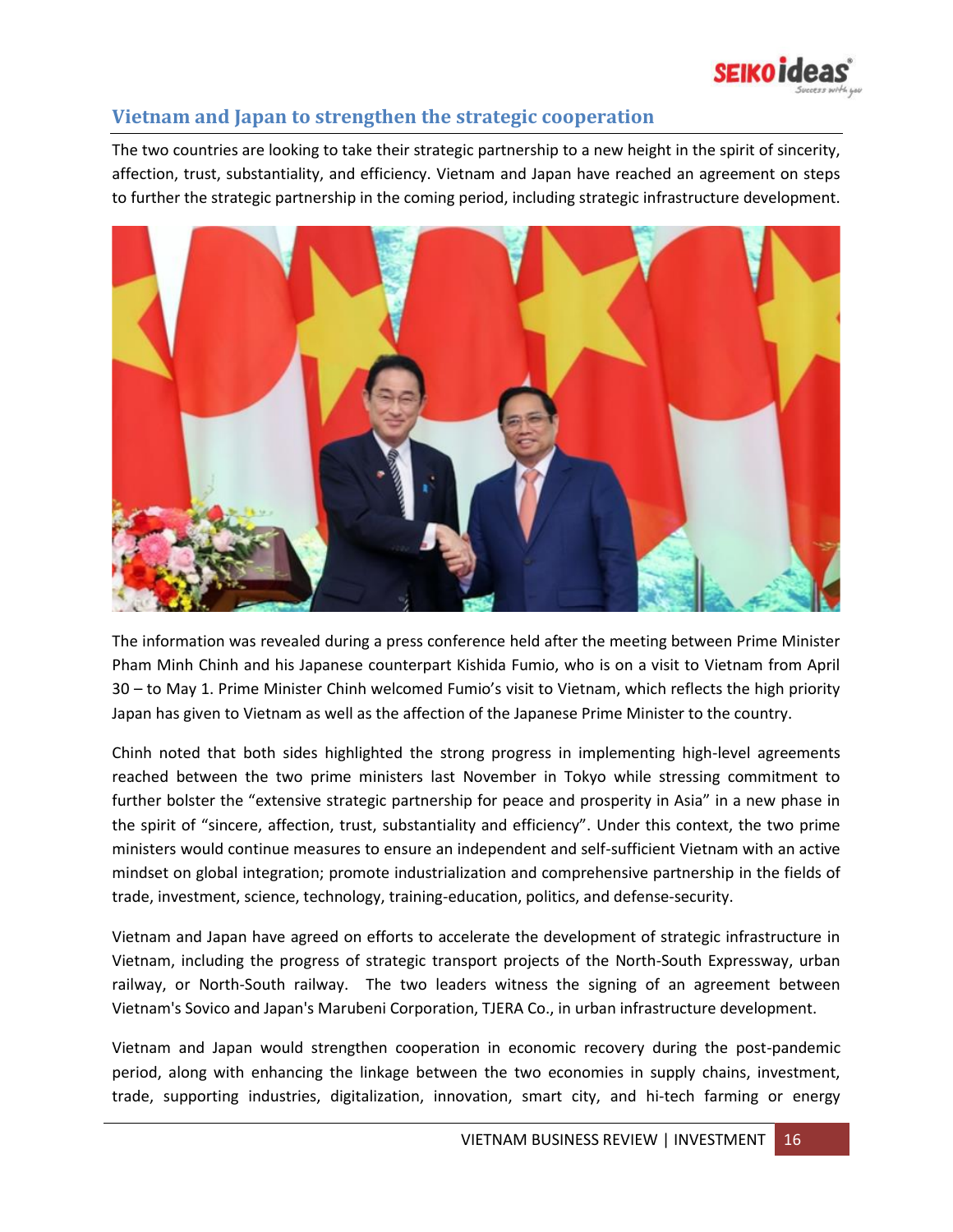## Vietnam and Japan to strengthen the strategic cooperation

The two countries are looking to take their strategic partnership to a new height in the spirit of sincerity, affection, trust, substantiality, and efficiency. Vietnam and Japan have reached an agreement on steps to further the strategic partnership in the coming period, including strategic infrastructure development.

The information was revealed during a press conference held after the meeting between Prime Minister Pham Minh Chinh and his Japanese counterpart Kishida Fumio, who is on a visit to Vietnam from April 30 – to May 1. Prime Minister Chinh welcomed Fumio's visit to Vietnam, which reflects the high priority Japan has given to Vietnam as well as the affection of the Japanese Prime Minister to the country.

Chinh noted that both sides highlighted the strong progress in implementing high-level agreements reached between the two prime ministers last November in Tokyo while stressing commitment to further bolster the "extensive strategic partnership for peace and prosperity in Asia" in a new phase in the spirit of "sincere, affection, trust, substantiality and efficiency". Under this context, the two prime ministers would continue measures to ensure an independent and self-sufficient Vietnam with an active mindset on global integration; promote industrialization and comprehensive partnership in the fields of trade, investment, science, technology, training-education, politics, and defense-security.

Vietnam and Japan have agreed on efforts to accelerate the development of strategic infrastructure in Vietnam, including the progress of strategic transport projects of the North-South Expressway, urban railway, or North-South railway. The two leaders witness the signing of an agreement between Vietnam's Sovico and Japan's Marubeni Corporation, TJERA Co., in urban infrastructure development.

Vietnam and Japan would strengthen cooperation in economic recovery during the post-pandemic period, along with enhancing the linkage between the two economies in supply chains, investment, trade, supporting industries, digitalization, innovation, smart city, and hi-tech farming or energy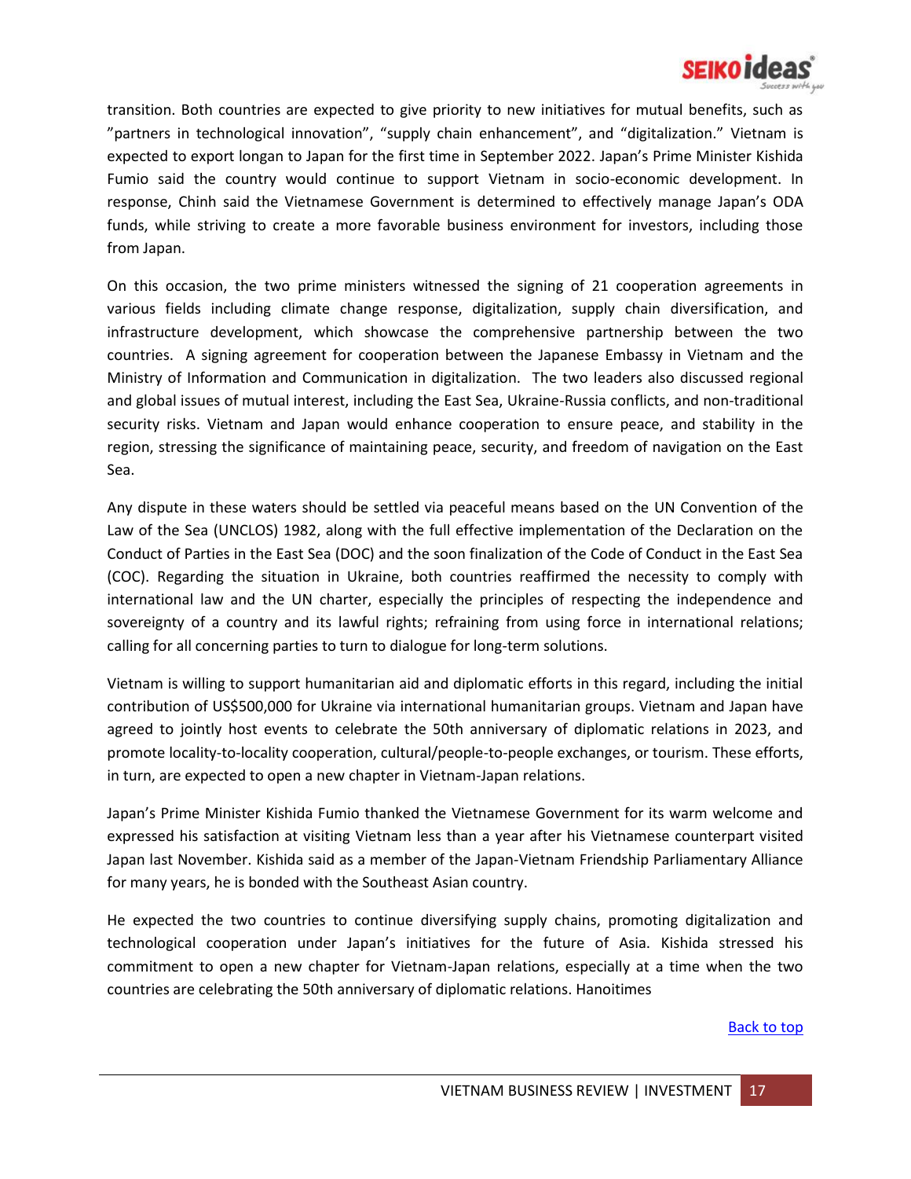transition. Both countries are expected to give priority to new initiatives for mutual benefits, such as ”partners in technological innovation”, “supply chain enhancement”, and “digitalization.” Vietnam is expected to export longan to Japan for the first time in September 2022. Japan’s Prime Minister Kishida Fumio said the country would continue to support Vietnam in socio-economic development. In response, Chinh said the Vietnamese Government is determined to effectively manage Japan’s ODA funds, while striving to create a more favorable business environment for investors, including those from Japan.

On this occasion, the two prime ministers witnessed the signing of 21 cooperation agreements in various fields including climate change response, digitalization, supply chain diversification, and infrastructure development, which showcase the comprehensive partnership between the two countries. A signing agreement for cooperation between the Japanese Embassy in Vietnam and the Ministry of Information and Communication in digitalization. The two leaders also discussed regional and global issues of mutual interest, including the East Sea, Ukraine-Russia conflicts, and non-traditional security risks. Vietnam and Japan would enhance cooperation to ensure peace, and stability in the region, stressing the significance of maintaining peace, security, and freedom of navigation on the East Sea.

Any dispute in these waters should be settled via peaceful means based on the UN Convention of the Law of the Sea (UNCLOS) 1982, along with the full effective implementation of the Declaration on the Conduct of Parties in the East Sea (DOC) and the soon finalization of the Code of Conduct in the East Sea (COC). Regarding the situation in Ukraine, both countries reaffirmed the necessity to comply with international law and the UN charter, especially the principles of respecting the independence and sovereignty of a country and its lawful rights; refraining from using force in international relations; calling for all concerning parties to turn to dialogue for long-term solutions.

Vietnam is willing to support humanitarian aid and diplomatic efforts in this regard, including the initial contribution of US$500,000 for Ukraine via international humanitarian groups. Vietnam and Japan have agreed to jointly host events to celebrate the 50th anniversary of diplomatic relations in 2023, and promote locality-to-locality cooperation, cultural/people-to-people exchanges, or tourism. These efforts, in turn, are expected to open a new chapter in Vietnam-Japan relations.

Japan’s Prime Minister Kishida Fumio thanked the Vietnamese Government for its warm welcome and expressed his satisfaction at visiting Vietnam less than a year after his Vietnamese counterpart visited Japan last November. Kishida said as a member of the Japan-Vietnam Friendship Parliamentary Alliance for many years, he is bonded with the Southeast Asian country.

He expected the two countries to continue diversifying supply chains, promoting digitalization and technological cooperation under Japan’s initiatives for the future of Asia. Kishida stressed his commitment to open a new chapter for Vietnam-Japan relations, especially at a time when the two countries are celebrating the 50th anniversary of diplomatic relations. Hanoitimes

Back to top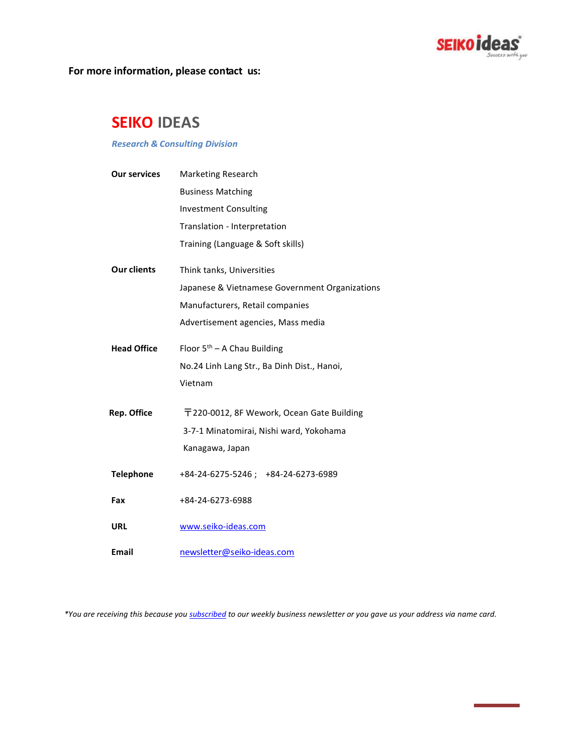**For more information, please contact us:**

## SEIKO IDEAS

***Research & Consulting Division***

**Our services**
Marketing Research
Business Matching
Investment Consulting
Translation - Interpretation
Training (Language & Soft skills)

**Our clients**
Think tanks, Universities
Japanese & Vietnamese Government Organizations
Manufacturers, Retail companies
Advertisement agencies, Mass media

**Head Office**
Floor 5th – A Chau Building
No.24 Linh Lang Str., Ba Dinh Dist., Hanoi,
Vietnam

**Rep. Office**
〒220-0012, 8F Wework, Ocean Gate Building
3-7-1 Minatomirai, Nishi ward, Yokohama
Kanagawa, Japan

**Telephone** +84-24-6275-5246 ; +84-24-6273-6989

**Fax** +84-24-6273-6988

**URL** www.seiko-ideas.com

**Email** newsletter@seiko-ideas.com

*\*You are receiving this because you subscribed to our weekly business newsletter or you gave us your address via name card.*